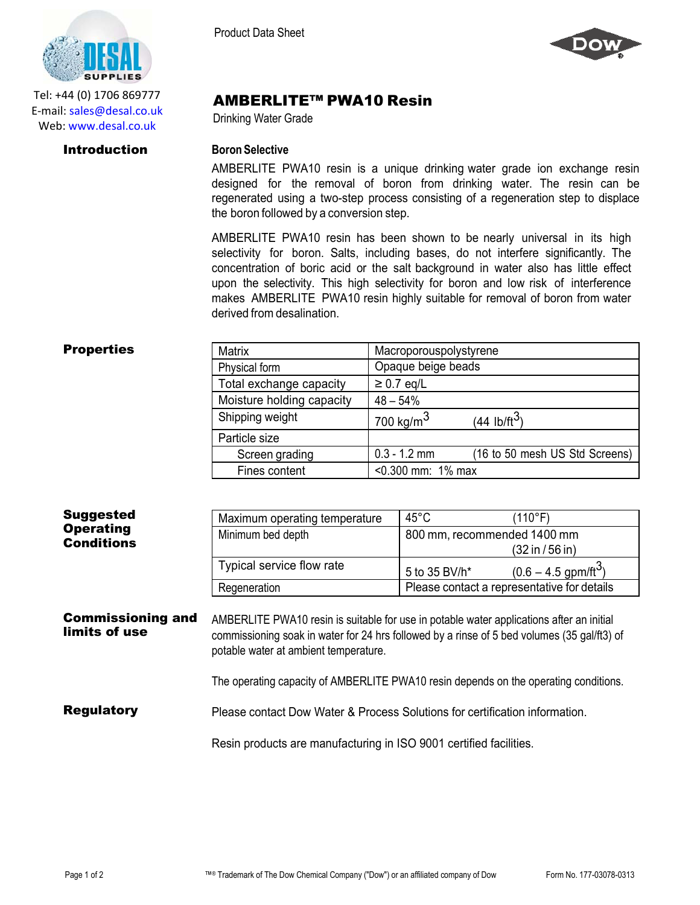Tel: +44 (0) 1706 869777
E-mail: sales@desal.co.uk
Web: www.desal.co.uk

Product Data Sheet

# AMBERLITE™ PWA10 Resin

Drinking Water Grade

## Introduction

**Boron Selective**

AMBERLITE PWA10 resin is a unique drinking water grade ion exchange resin designed for the removal of boron from drinking water. The resin can be regenerated using a two-step process consisting of a regeneration step to displace the boron followed by a conversion step.

AMBERLITE PWA10 resin has been shown to be nearly universal in its high selectivity for boron. Salts, including bases, do not interfere significantly. The concentration of boric acid or the salt background in water also has little effect upon the selectivity. This high selectivity for boron and low risk of interference makes AMBERLITE PWA10 resin highly suitable for removal of boron from water derived from desalination.

## Properties

| Matrix | Macroporouspolystyrene |
|---|---|
| Physical form | Opaque beige beads |
| Total exchange capacity | ≥ 0.7 eq/L |
| Moisture holding capacity | 48 – 54% |
| Shipping weight | 700 kg/$m^3$ (44 lb/$ft^3$) |
| Particle size | |
| Screen grading | 0.3 - 1.2 mm (16 to 50 mesh US Std Screens) |
| Fines content | <0.300 mm: 1% max |

## Suggested Operating Conditions

| Maximum operating temperature | 45°C (110°F) |
|---|---|
| Minimum bed depth | 800 mm, recommended 1400 mm (32 in / 56 in) |
| Typical service flow rate | 5 to 35 BV/h* (0.6 – 4.5 gpm/$ft^3$) |
| Regeneration | Please contact a representative for details |

## Commissioning and limits of use

AMBERLITE PWA10 resin is suitable for use in potable water applications after an initial commissioning soak in water for 24 hrs followed by a rinse of 5 bed volumes (35 gal/ft3) of potable water at ambient temperature.

The operating capacity of AMBERLITE PWA10 resin depends on the operating conditions.

## Regulatory

Please contact Dow Water & Process Solutions for certification information.

Resin products are manufacturing in ISO 9001 certified facilities.

™® Trademark of The Dow Chemical Company ("Dow") or an affiliated company of Dow

Form No. 177-03078-0313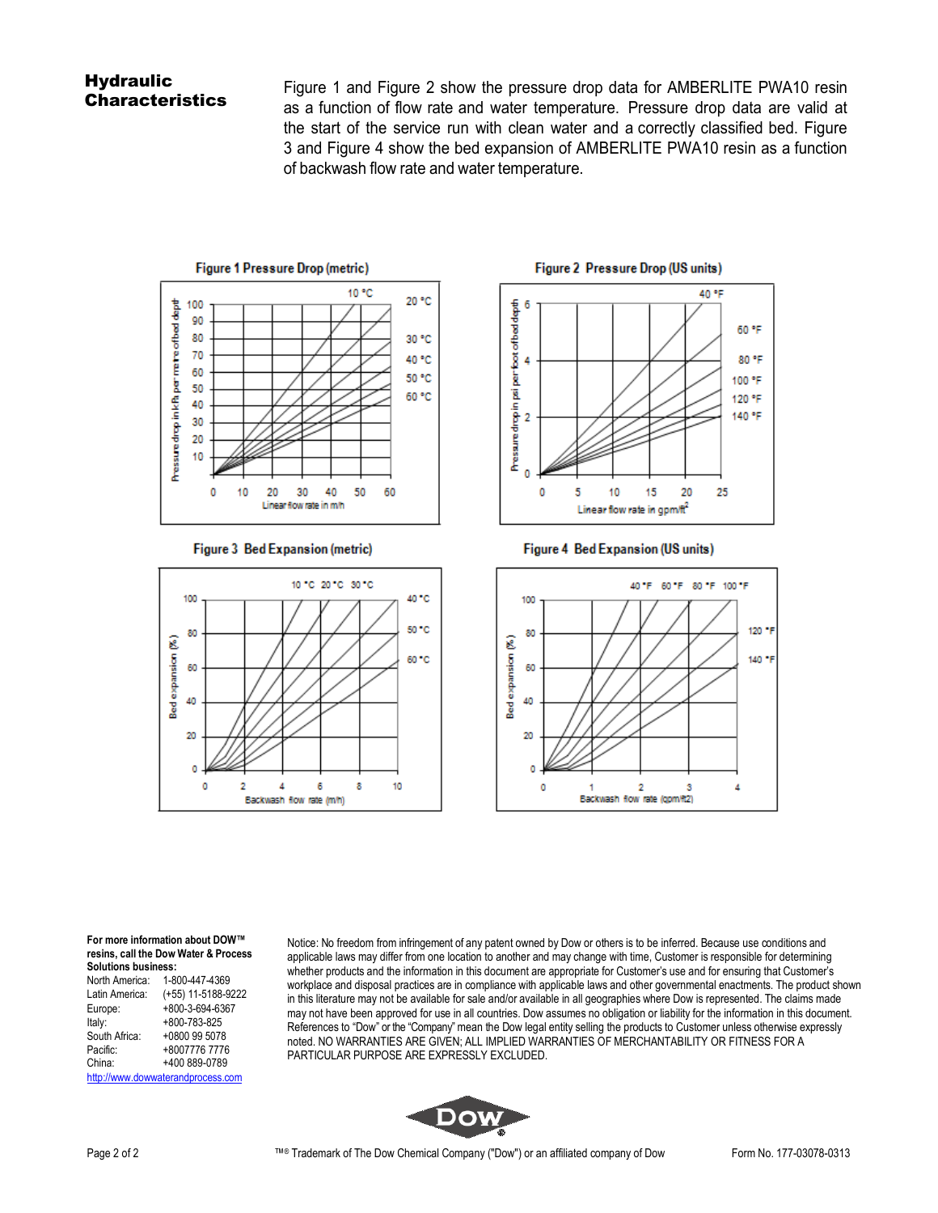## Hydraulic Characteristics

Figure 1 and Figure 2 show the pressure drop data for AMBERLITE PWA10 resin as a function of flow rate and water temperature. Pressure drop data are valid at the start of the service run with clean water and a correctly classified bed. Figure 3 and Figure 4 show the bed expansion of AMBERLITE PWA10 resin as a function of backwash flow rate and water temperature.

**Figure 1 Pressure Drop (metric)**

Pressure drop in kPa per metre of bed depth

100
90
80
70
60
50
40
30
20
10

0 10 20 30 40 50 60

Linear flow rate in m/h

10 °C
20 °C
30 °C
40 °C
50 °C
60 °C

**Figure 2 Pressure Drop (US units)**

Pressure drop in psi per foot of bed depth

6
4
2
0

0 5 10 15 20 25

Linear flow rate in gpm/ft²

40 °F
60 °F
80 °F
100 °F
120 °F
140 °F

**Figure 3 Bed Expansion (metric)**

Bed expansion (%)

100
80
60
40
20
0

0 2 4 6 8 10

Backwash flow rate (m/h)

10 °C 20 °C 30 °C
40 °C
50 °C
60 °C

**Figure 4 Bed Expansion (US units)**

Bed expansion (%)

100
80
60
40
20
0

0 1 2 3 4

Backwash flow rate (gpm/ft2)

40 °F 60 °F 80 °F 100 °F
120 °F
140 °F

**For more information about DOW™ resins, call the Dow Water & Process Solutions business:**

North America: 1-800-447-4369
Latin America: (+55) 11-5188-9222
Europe: +800-3-694-6367
Italy: +800-783-825
South Africa: +0800 99 5078
Pacific: +8007776 7776
China: +400 889-0789
http://www.dowwaterandprocess.com

Notice: No freedom from infringement of any patent owned by Dow or others is to be inferred. Because use conditions and applicable laws may differ from one location to another and may change with time, Customer is responsible for determining whether products and the information in this document are appropriate for Customer's use and for ensuring that Customer's workplace and disposal practices are in compliance with applicable laws and other governmental enactments. The product shown in this literature may not be available for sale and/or available in all geographies where Dow is represented. The claims made may not have been approved for use in all countries. Dow assumes no obligation or liability for the information in this document. References to "Dow" or the "Company" mean the Dow legal entity selling the products to Customer unless otherwise expressly noted. NO WARRANTIES ARE GIVEN; ALL IMPLIED WARRANTIES OF MERCHANTABILITY OR FITNESS FOR A PARTICULAR PURPOSE ARE EXPRESSLY EXCLUDED.

™® Trademark of The Dow Chemical Company ("Dow") or an affiliated company of Dow

Form No. 177-03078-0313